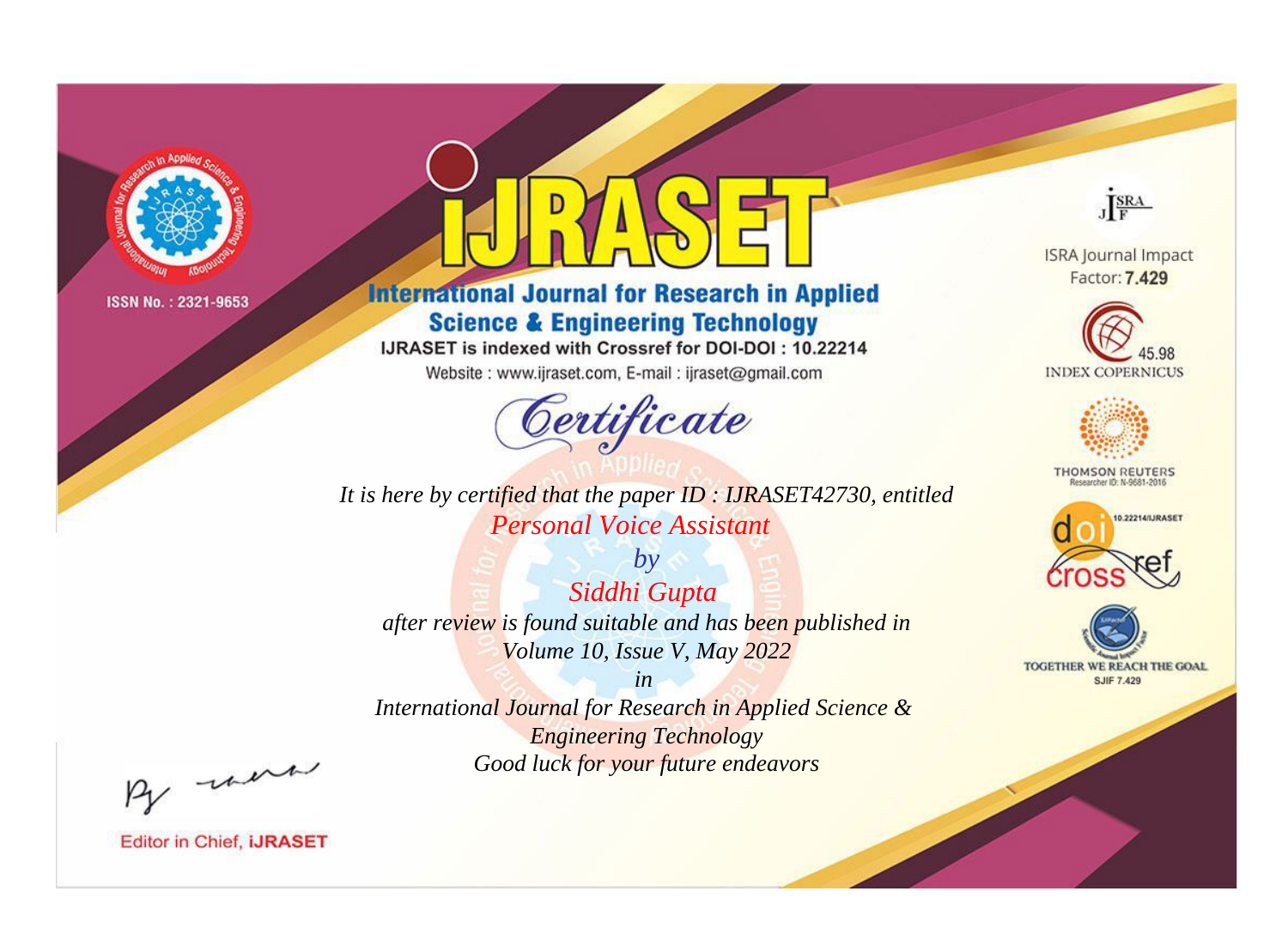ISSN No. : 2321-9653

# IJRASET

## International Journal for Research in Applied Science & Engineering Technology

IJRASET is indexed with Crossref for DOI-DOI : 10.22214

Website : www.ijraset.com, E-mail : ijraset@gmail.com

ISRA Journal Impact Factor: **7.429**

45.98 INDEX COPERNICUS

THOMSON REUTERS Researcher ID: N-9681-2016

10.22214/IJRASET

TOGETHER WE REACH THE GOAL SJIF 7.429

## *Certificate*

*It is here by certified that the paper ID : IJRASET42730, entitled*

*Personal Voice Assistant*

*by*

*Siddhi Gupta*

*after review is found suitable and has been published in*

*Volume 10, Issue V, May 2022*

*in*

*International Journal for Research in Applied Science & Engineering Technology*

*Good luck for your future endeavors*

Editor in Chief, **iJRASET**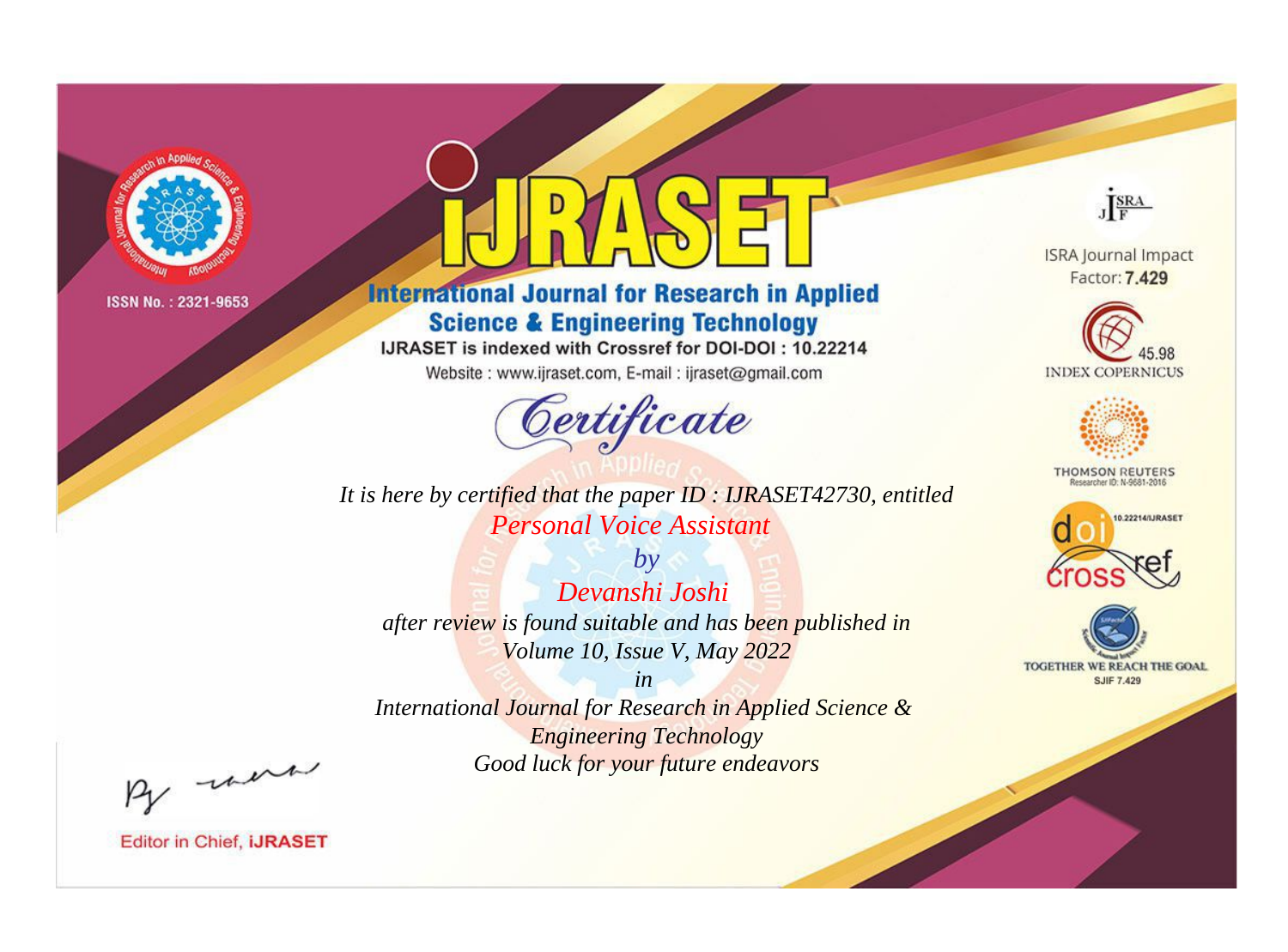ISSN No. : 2321-9653

# iJRASET

## International Journal for Research in Applied Science & Engineering Technology

IJRASET is indexed with Crossref for DOI-DOI : 10.22214

Website : www.ijraset.com, E-mail : ijraset@gmail.com

ISRA Journal Impact Factor: **7.429**

45.98 INDEX COPERNICUS

THOMSON REUTERS Researcher ID: N-9681-2016

10.22214/IJRASET

TOGETHER WE REACH THE GOAL SJIF 7.429

# *Certificate*

*It is here by certified that the paper ID : IJRASET42730, entitled*

*Personal Voice Assistant*

*by*

*Devanshi Joshi*

*after review is found suitable and has been published in*

*Volume 10, Issue V, May 2022*

*in*

*International Journal for Research in Applied Science & Engineering Technology*

*Good luck for your future endeavors*

Editor in Chief, **iJRASET**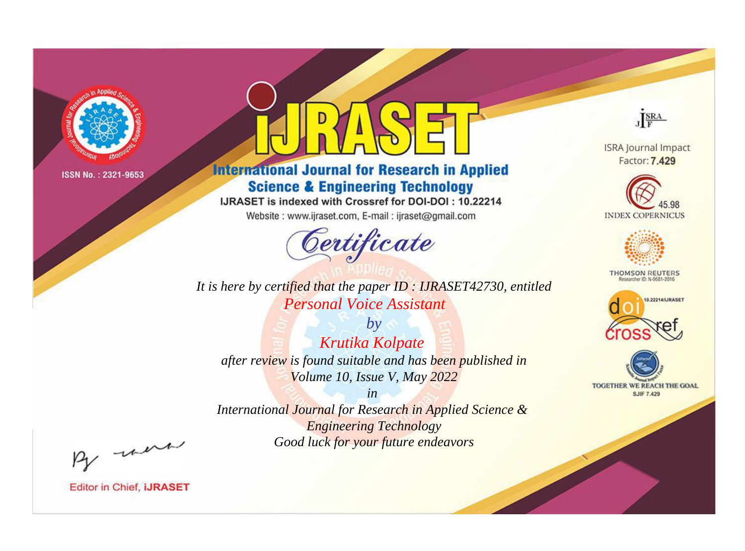ISSN No. : 2321-9653

# iJRASET

## International Journal for Research in Applied Science & Engineering Technology

IJRASET is indexed with Crossref for DOI-DOI : 10.22214

Website : www.ijraset.com, E-mail : ijraset@gmail.com

# Certificate

*It is here by certified that the paper ID : IJRASET42730, entitled*

*Personal Voice Assistant*

*by*

*Krutika Kolpate*

*after review is found suitable and has been published in*

*Volume 10, Issue V, May 2022*

*in*

*International Journal for Research in Applied Science & Engineering Technology*

*Good luck for your future endeavors*

ISRA Journal Impact Factor: **7.429**

45.98 INDEX COPERNICUS

THOMSON REUTERS Researcher ID: N-9681-2016

10.22214/IJRASET

TOGETHER WE REACH THE GOAL SJIF 7.429

Editor in Chief, **iJRASET**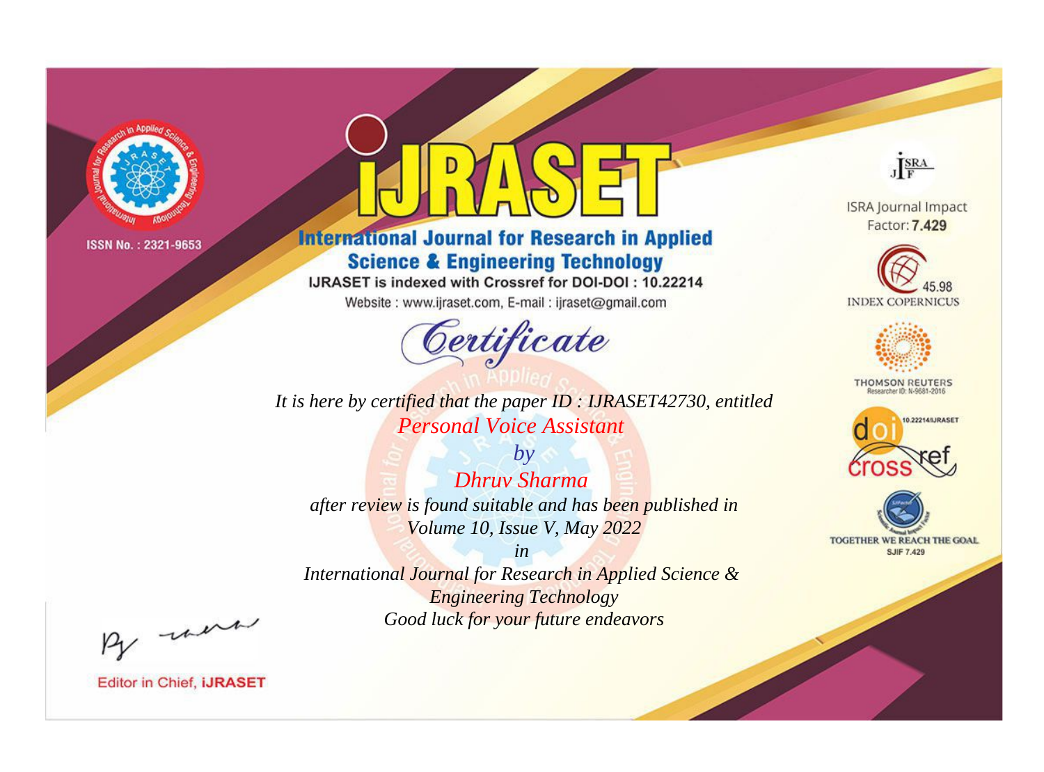ISSN No. : 2321-9653

# iJRASET

## International Journal for Research in Applied Science & Engineering Technology

IJRASET is indexed with Crossref for DOI-DOI : 10.22214

Website : www.ijraset.com, E-mail : ijraset@gmail.com

ISRA Journal Impact Factor: **7.429**

45.98 INDEX COPERNICUS

THOMSON REUTERS Researcher ID: N-9681-2016

10.22214/IJRASET

TOGETHER WE REACH THE GOAL SJIF 7.429

*Certificate*

*It is here by certified that the paper ID : IJRASET42730, entitled*

*Personal Voice Assistant*

*by*

*Dhruv Sharma*

*after review is found suitable and has been published in*

*Volume 10, Issue V, May 2022*

*in*

*International Journal for Research in Applied Science & Engineering Technology*

*Good luck for your future endeavors*

Editor in Chief, **iJRASET**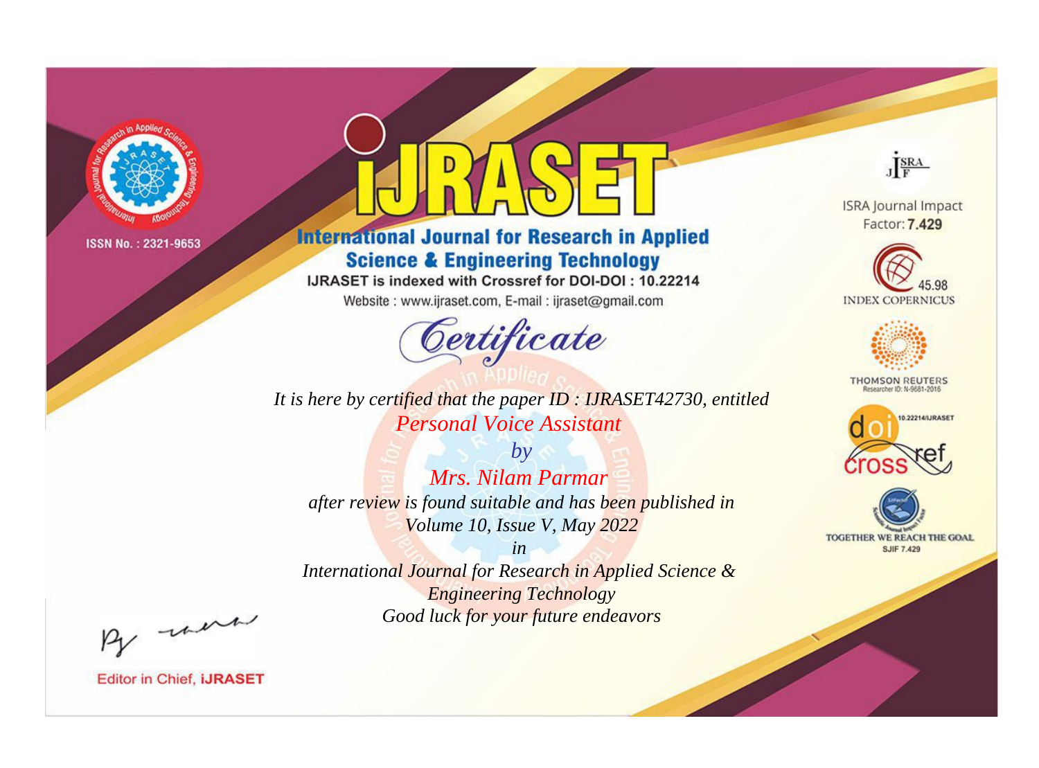ISSN No. : 2321-9653

# IJRASET

## International Journal for Research in Applied Science & Engineering Technology

IJRASET is indexed with Crossref for DOI-DOI : 10.22214

Website : www.ijraset.com, E-mail : ijraset@gmail.com

*Certificate*

*It is here by certified that the paper ID : IJRASET42730, entitled*

*Personal Voice Assistant*

*by*

*Mrs. Nilam Parmar*

*after review is found suitable and has been published in*

*Volume 10, Issue V, May 2022*

*in*

*International Journal for Research in Applied Science & Engineering Technology*

*Good luck for your future endeavors*

ISRA Journal Impact Factor: **7.429**

45.98 INDEX COPERNICUS

THOMSON REUTERS Researcher ID: N-9681-2016

10.22214/IJRASET

TOGETHER WE REACH THE GOAL SJIF 7.429

Editor in Chief, **iJRASET**